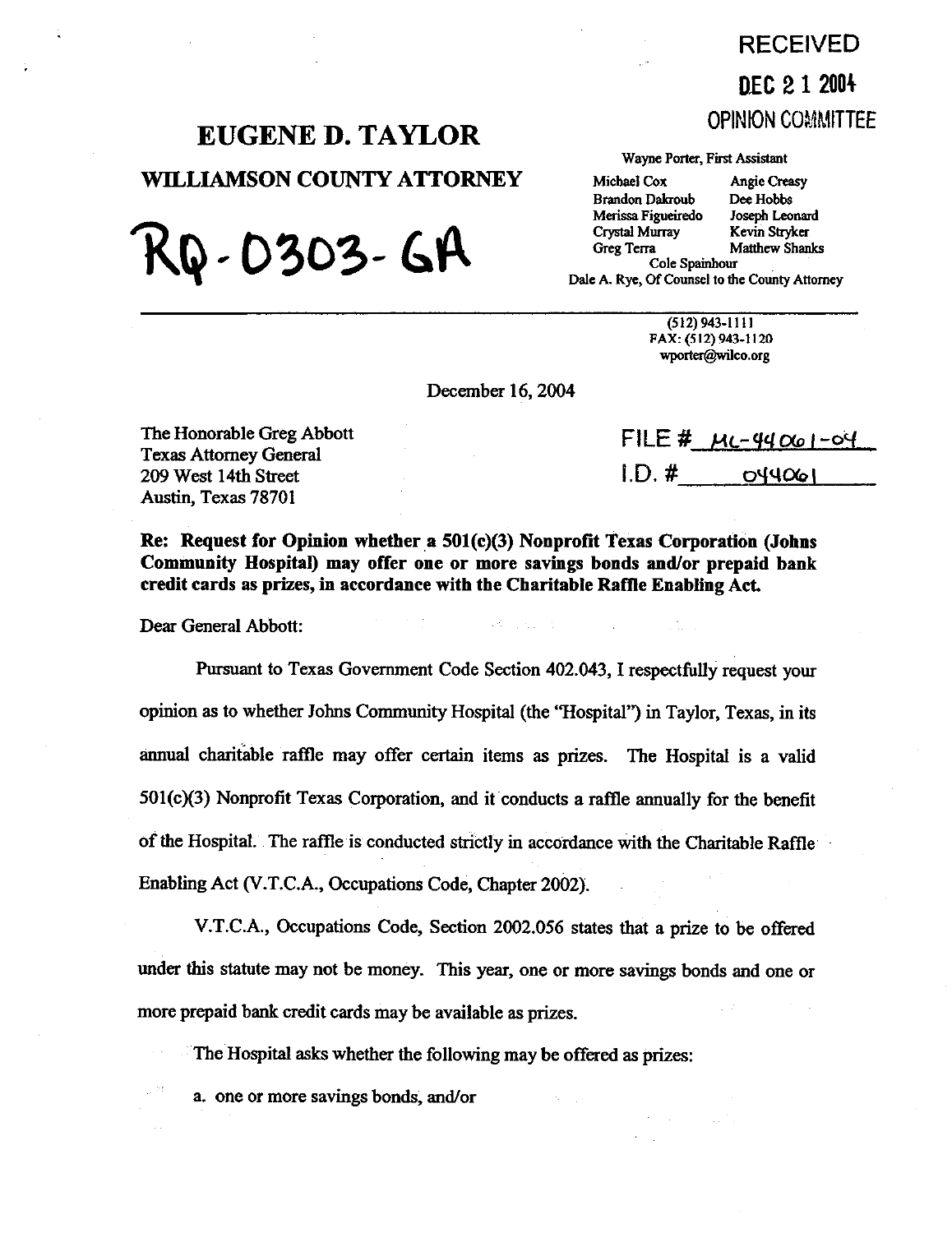RECEIVED

DEC 2 1 2004

OPINION COMMITTEE

# EUGENE D. TAYLOR

## WILLIAMSON COUNTY ATTORNEY

RQ-0303-GA

Wayne Porter, First Assistant

Michael Cox — Angie Creasy
Brandon Dakroub — Dee Hobbs
Merissa Figueiredo — Joseph Leonard
Crystal Murray — Kevin Stryker
Greg Terra — Matthew Shanks
Cole Spainhour
Dale A. Rye, Of Counsel to the County Attorney

---

(512) 943-1111
FAX: (512) 943-1120
wporter@wilco.org

December 16, 2004

The Honorable Greg Abbott
Texas Attorney General
209 West 14th Street
Austin, Texas 78701

FILE # ML-44061-04
I.D. # 044061

**Re: Request for Opinion whether a 501(c)(3) Nonprofit Texas Corporation (Johns Community Hospital) may offer one or more savings bonds and/or prepaid bank credit cards as prizes, in accordance with the Charitable Raffle Enabling Act.**

Dear General Abbott:

Pursuant to Texas Government Code Section 402.043, I respectfully request your opinion as to whether Johns Community Hospital (the "Hospital") in Taylor, Texas, in its annual charitable raffle may offer certain items as prizes. The Hospital is a valid 501(c)(3) Nonprofit Texas Corporation, and it conducts a raffle annually for the benefit of the Hospital. The raffle is conducted strictly in accordance with the Charitable Raffle Enabling Act (V.T.C.A., Occupations Code, Chapter 2002).

V.T.C.A., Occupations Code, Section 2002.056 states that a prize to be offered under this statute may not be money. This year, one or more savings bonds and one or more prepaid bank credit cards may be available as prizes.

The Hospital asks whether the following may be offered as prizes:

a. one or more savings bonds, and/or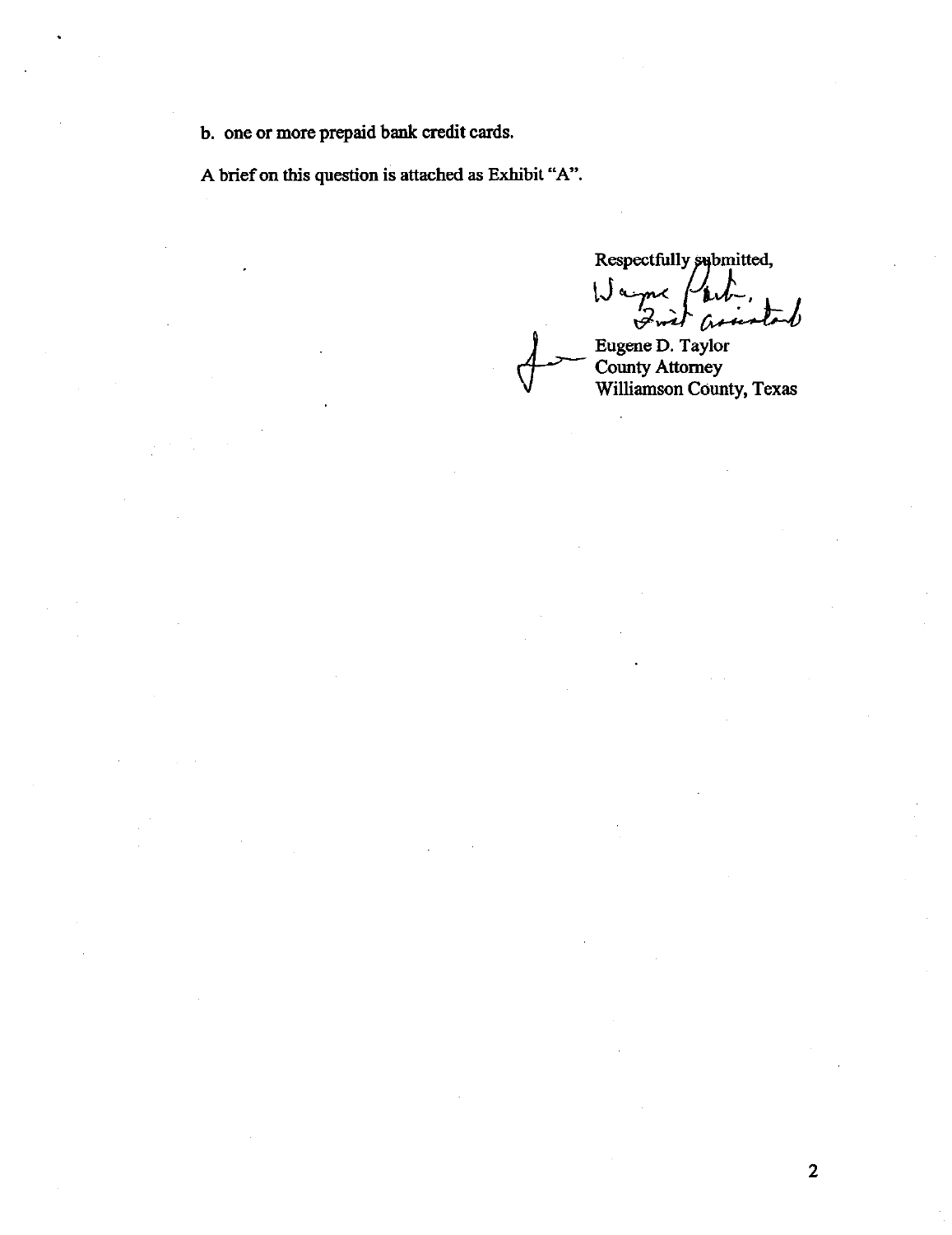b. one or more prepaid bank credit cards.

A brief on this question is attached as Exhibit "A".

Respectfully submitted,

Wayne Porter, First Assistant

Eugene D. Taylor
County Attorney
Williamson County, Texas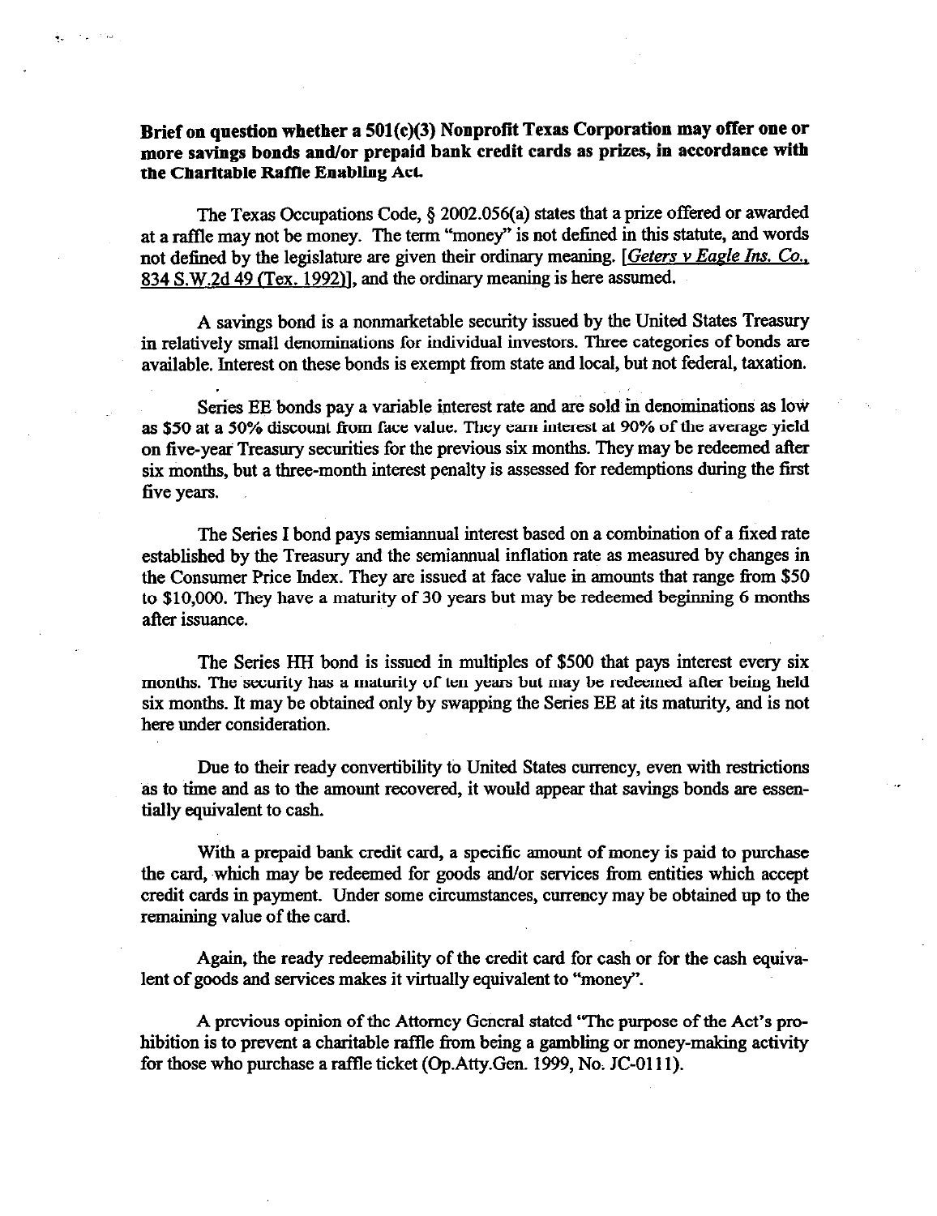**Brief on question whether a 501(c)(3) Nonprofit Texas Corporation may offer one or more savings bonds and/or prepaid bank credit cards as prizes, in accordance with the Charitable Raffle Enabling Act.**

The Texas Occupations Code, § 2002.056(a) states that a prize offered or awarded at a raffle may not be money. The term "money" is not defined in this statute, and words not defined by the legislature are given their ordinary meaning. [*Geters v Eagle Ins. Co.*, 834 S.W.2d 49 (Tex. 1992)], and the ordinary meaning is here assumed.

A savings bond is a nonmarketable security issued by the United States Treasury in relatively small denominations for individual investors. Three categories of bonds are available. Interest on these bonds is exempt from state and local, but not federal, taxation.

Series EE bonds pay a variable interest rate and are sold in denominations as low as $50 at a 50% discount from face value. They earn interest at 90% of the average yield on five-year Treasury securities for the previous six months. They may be redeemed after six months, but a three-month interest penalty is assessed for redemptions during the first five years.

The Series I bond pays semiannual interest based on a combination of a fixed rate established by the Treasury and the semiannual inflation rate as measured by changes in the Consumer Price Index. They are issued at face value in amounts that range from $50 to $10,000. They have a maturity of 30 years but may be redeemed beginning 6 months after issuance.

The Series HH bond is issued in multiples of $500 that pays interest every six months. The security has a maturity of ten years but may be redeemed after being held six months. It may be obtained only by swapping the Series EE at its maturity, and is not here under consideration.

Due to their ready convertibility to United States currency, even with restrictions as to time and as to the amount recovered, it would appear that savings bonds are essentially equivalent to cash.

With a prepaid bank credit card, a specific amount of money is paid to purchase the card, which may be redeemed for goods and/or services from entities which accept credit cards in payment. Under some circumstances, currency may be obtained up to the remaining value of the card.

Again, the ready redeemability of the credit card for cash or for the cash equivalent of goods and services makes it virtually equivalent to "money".

A previous opinion of the Attorney General stated "The purpose of the Act's prohibition is to prevent a charitable raffle from being a gambling or money-making activity for those who purchase a raffle ticket (Op.Atty.Gen. 1999, No. JC-0111).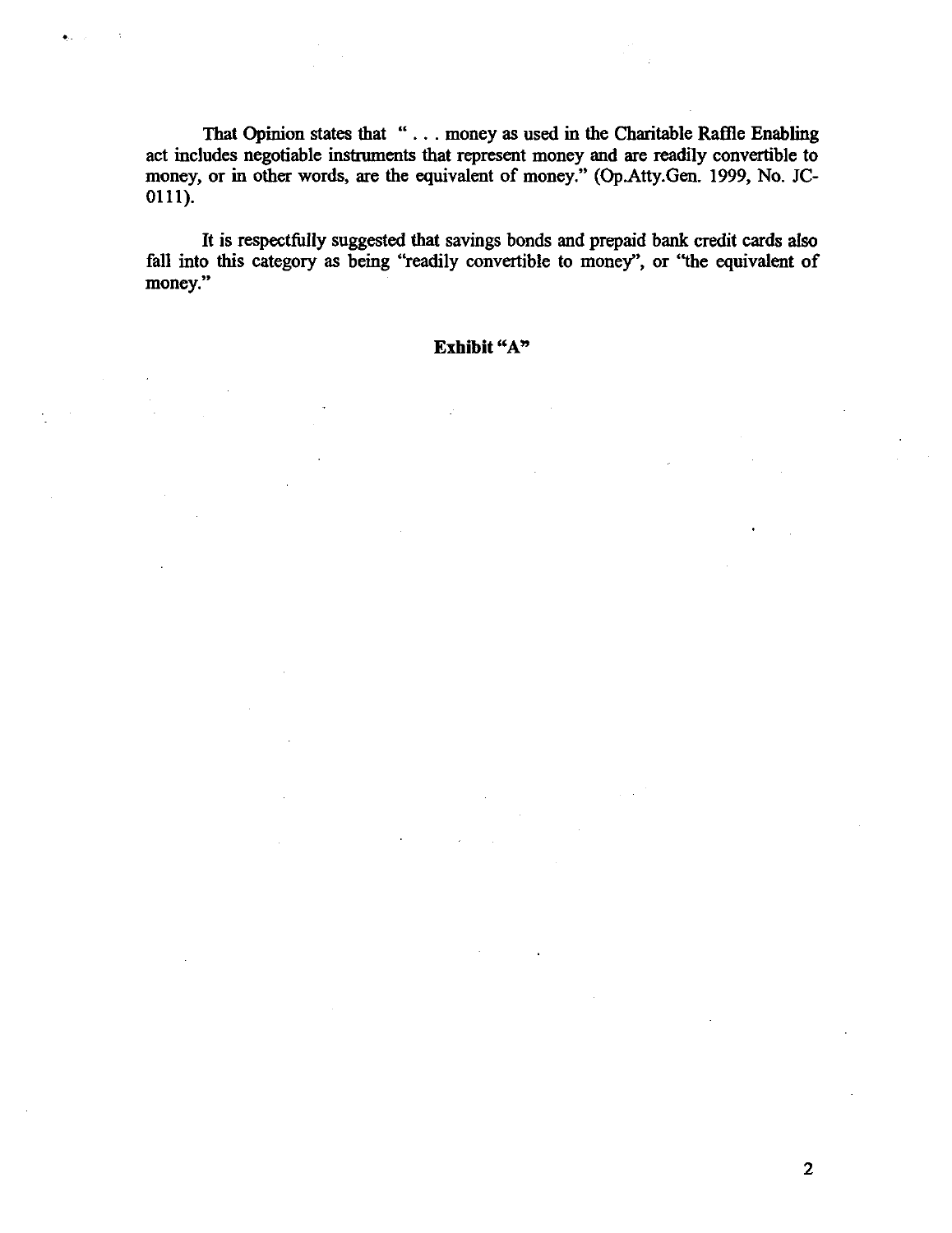That Opinion states that " . . . money as used in the Charitable Raffle Enabling act includes negotiable instruments that represent money and are readily convertible to money, or in other words, are the equivalent of money." (Op.Atty.Gen. 1999, No. JC-0111).

It is respectfully suggested that savings bonds and prepaid bank credit cards also fall into this category as being "readily convertible to money", or "the equivalent of money."

**Exhibit "A"**